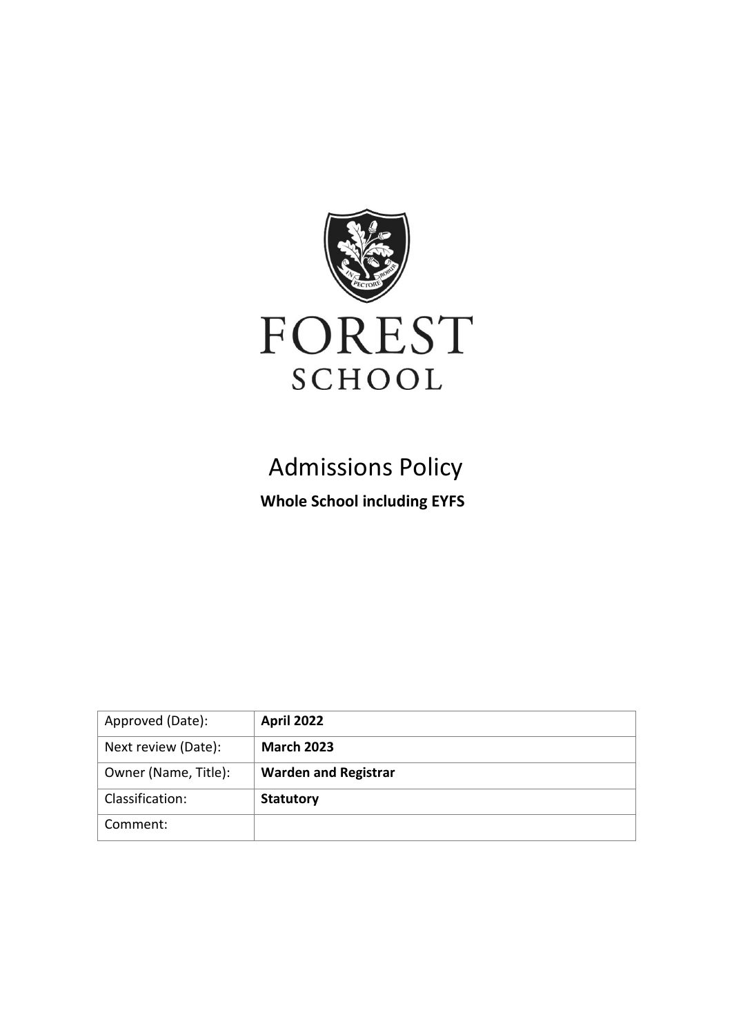FOREST

SCHOOL

# Admissions Policy

**Whole School including EYFS**

| Approved (Date): | **April 2022** |
| --- | --- |
| Next review (Date): | **March 2023** |
| Owner (Name, Title): | **Warden and Registrar** |
| Classification: | **Statutory** |
| Comment: | |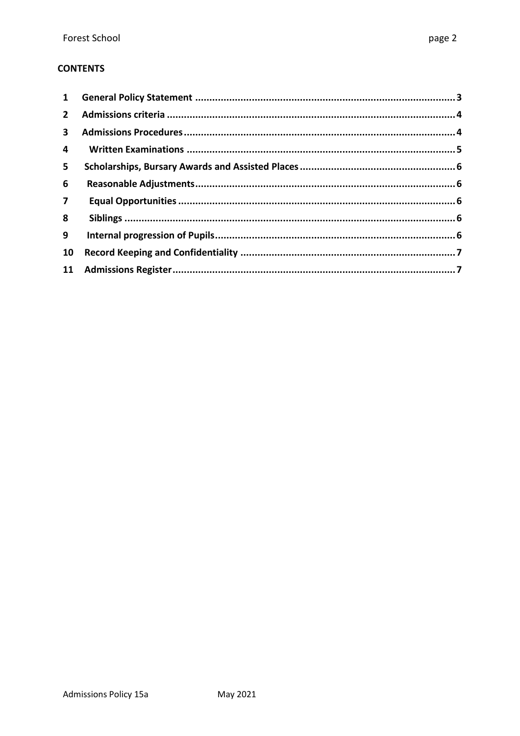**CONTENTS**

| | | |
|---|---|---|
| 1 | General Policy Statement | 3 |
| 2 | Admissions criteria | 4 |
| 3 | Admissions Procedures | 4 |
| 4 | Written Examinations | 5 |
| 5 | Scholarships, Bursary Awards and Assisted Places | 6 |
| 6 | Reasonable Adjustments | 6 |
| 7 | Equal Opportunities | 6 |
| 8 | Siblings | 6 |
| 9 | Internal progression of Pupils | 6 |
| 10 | Record Keeping and Confidentiality | 7 |
| 11 | Admissions Register | 7 |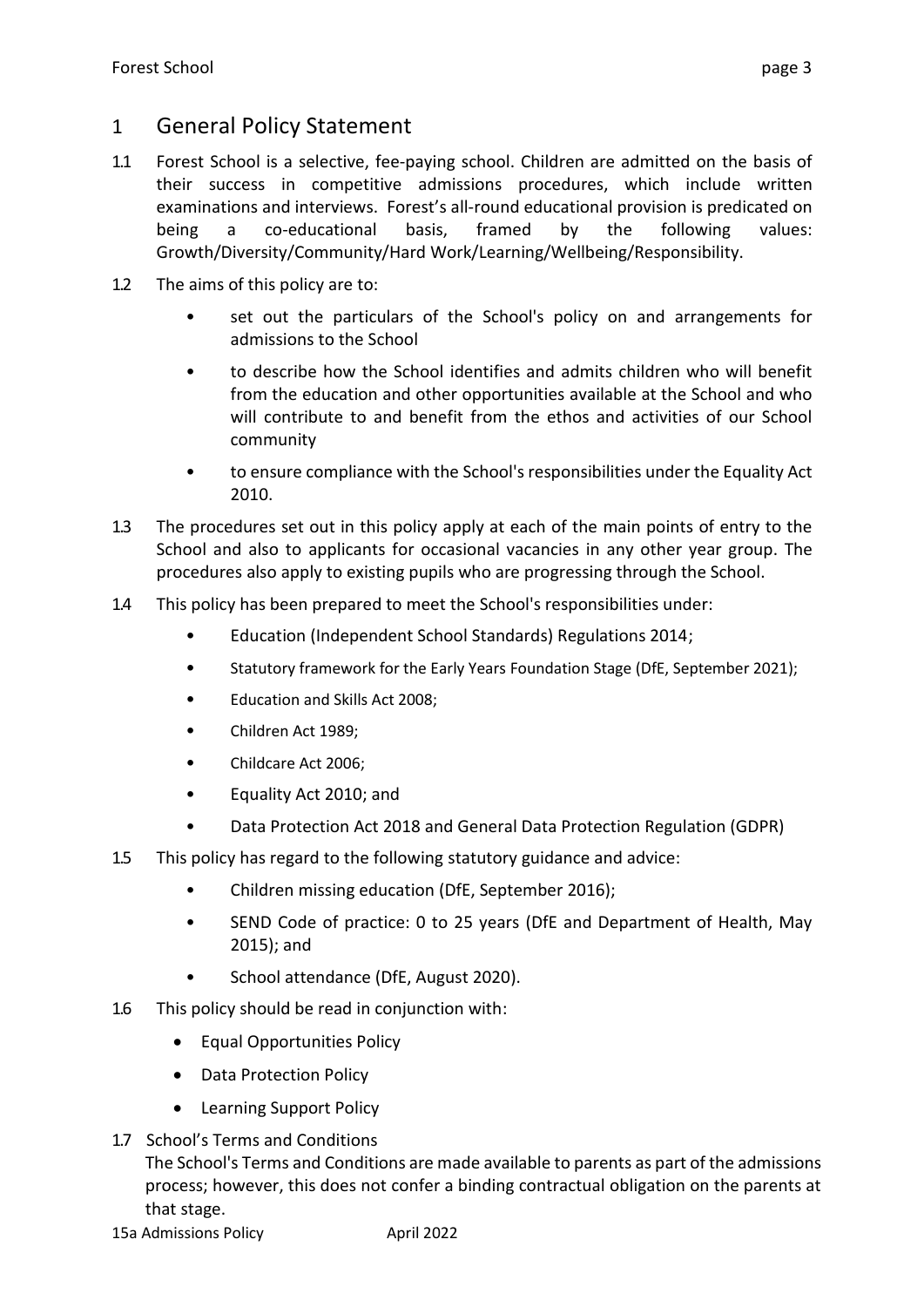## 1 General Policy Statement

1.1 Forest School is a selective, fee-paying school. Children are admitted on the basis of their success in competitive admissions procedures, which include written examinations and interviews. Forest's all-round educational provision is predicated on being a co-educational basis, framed by the following values: Growth/Diversity/Community/Hard Work/Learning/Wellbeing/Responsibility.

1.2 The aims of this policy are to:

- set out the particulars of the School's policy on and arrangements for admissions to the School
- to describe how the School identifies and admits children who will benefit from the education and other opportunities available at the School and who will contribute to and benefit from the ethos and activities of our School community
- to ensure compliance with the School's responsibilities under the Equality Act 2010.

1.3 The procedures set out in this policy apply at each of the main points of entry to the School and also to applicants for occasional vacancies in any other year group. The procedures also apply to existing pupils who are progressing through the School.

1.4 This policy has been prepared to meet the School's responsibilities under:

- Education (Independent School Standards) Regulations 2014;
- Statutory framework for the Early Years Foundation Stage (DfE, September 2021);
- Education and Skills Act 2008;
- Children Act 1989;
- Childcare Act 2006;
- Equality Act 2010; and
- Data Protection Act 2018 and General Data Protection Regulation (GDPR)

1.5 This policy has regard to the following statutory guidance and advice:

- Children missing education (DfE, September 2016);
- SEND Code of practice: 0 to 25 years (DfE and Department of Health, May 2015); and
- School attendance (DfE, August 2020).

1.6 This policy should be read in conjunction with:

- Equal Opportunities Policy
- Data Protection Policy
- Learning Support Policy

1.7 School's Terms and Conditions

The School's Terms and Conditions are made available to parents as part of the admissions process; however, this does not confer a binding contractual obligation on the parents at that stage.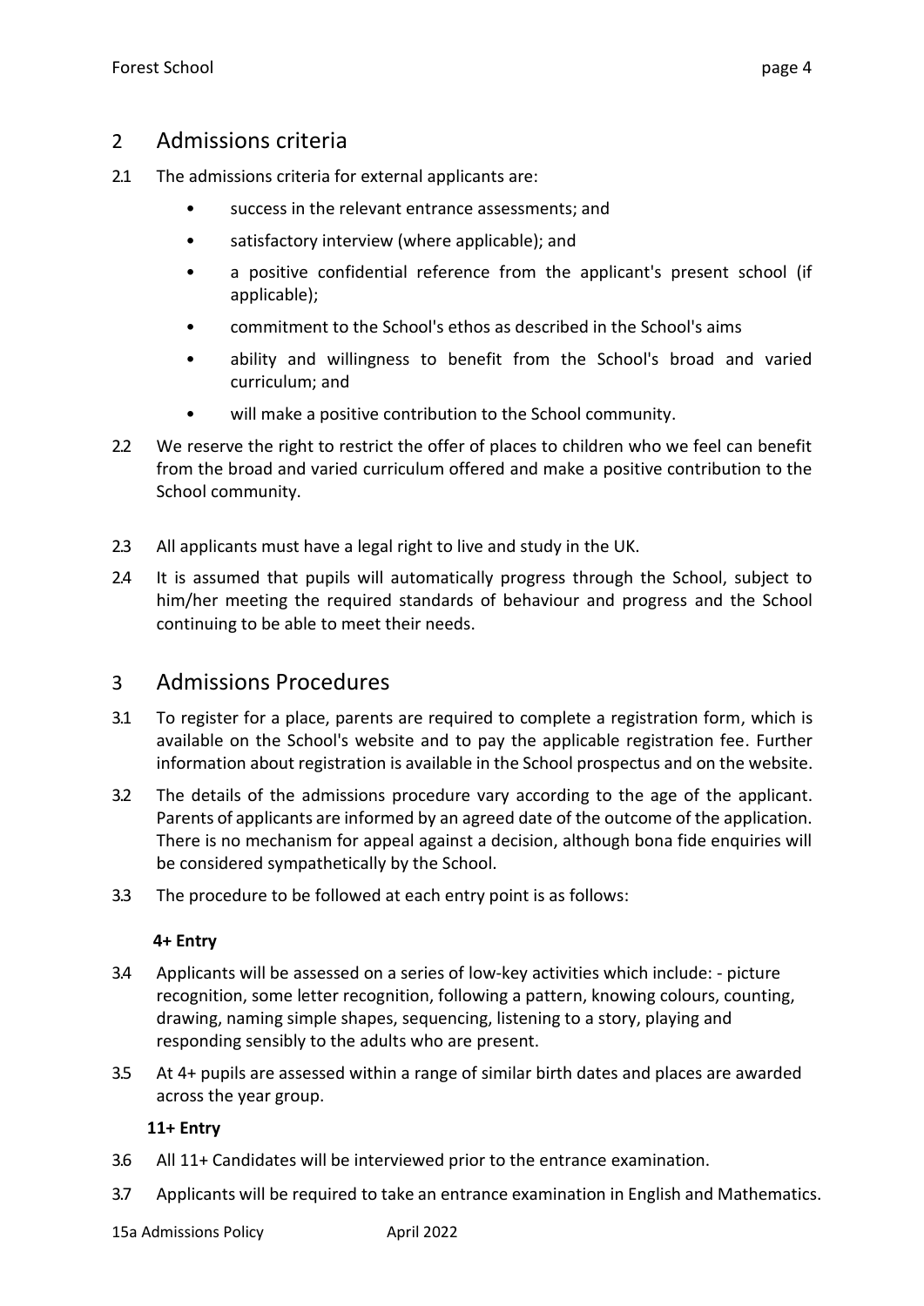## 2 Admissions criteria

2.1 The admissions criteria for external applicants are:

- success in the relevant entrance assessments; and
- satisfactory interview (where applicable); and
- a positive confidential reference from the applicant's present school (if applicable);
- commitment to the School's ethos as described in the School's aims
- ability and willingness to benefit from the School's broad and varied curriculum; and
- will make a positive contribution to the School community.

2.2 We reserve the right to restrict the offer of places to children who we feel can benefit from the broad and varied curriculum offered and make a positive contribution to the School community.

2.3 All applicants must have a legal right to live and study in the UK.

2.4 It is assumed that pupils will automatically progress through the School, subject to him/her meeting the required standards of behaviour and progress and the School continuing to be able to meet their needs.

## 3 Admissions Procedures

3.1 To register for a place, parents are required to complete a registration form, which is available on the School's website and to pay the applicable registration fee. Further information about registration is available in the School prospectus and on the website.

3.2 The details of the admissions procedure vary according to the age of the applicant. Parents of applicants are informed by an agreed date of the outcome of the application. There is no mechanism for appeal against a decision, although bona fide enquiries will be considered sympathetically by the School.

3.3 The procedure to be followed at each entry point is as follows:

**4+ Entry**

3.4 Applicants will be assessed on a series of low-key activities which include: - picture recognition, some letter recognition, following a pattern, knowing colours, counting, drawing, naming simple shapes, sequencing, listening to a story, playing and responding sensibly to the adults who are present.

3.5 At 4+ pupils are assessed within a range of similar birth dates and places are awarded across the year group.

**11+ Entry**

3.6 All 11+ Candidates will be interviewed prior to the entrance examination.

3.7 Applicants will be required to take an entrance examination in English and Mathematics.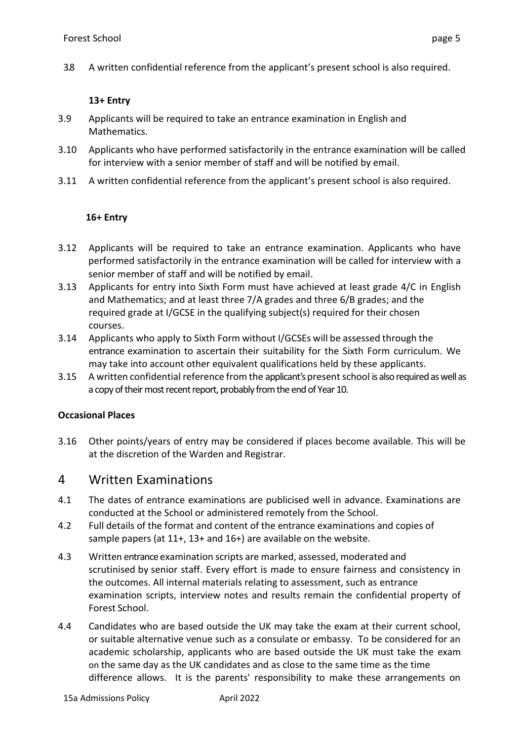3.8 A written confidential reference from the applicant's present school is also required.

**13+ Entry**

3.9 Applicants will be required to take an entrance examination in English and Mathematics.

3.10 Applicants who have performed satisfactorily in the entrance examination will be called for interview with a senior member of staff and will be notified by email.

3.11 A written confidential reference from the applicant's present school is also required.

**16+ Entry**

3.12 Applicants will be required to take an entrance examination. Applicants who have performed satisfactorily in the entrance examination will be called for interview with a senior member of staff and will be notified by email.

3.13 Applicants for entry into Sixth Form must have achieved at least grade 4/C in English and Mathematics; and at least three 7/A grades and three 6/B grades; and the required grade at I/GCSE in the qualifying subject(s) required for their chosen courses.

3.14 Applicants who apply to Sixth Form without I/GCSEs will be assessed through the entrance examination to ascertain their suitability for the Sixth Form curriculum. We may take into account other equivalent qualifications held by these applicants.

3.15 A written confidential reference from the applicant's present school is also required as well as a copy of their most recent report, probably from the end of Year 10.

**Occasional Places**

3.16 Other points/years of entry may be considered if places become available. This will be at the discretion of the Warden and Registrar.

## 4 Written Examinations

4.1 The dates of entrance examinations are publicised well in advance. Examinations are conducted at the School or administered remotely from the School.

4.2 Full details of the format and content of the entrance examinations and copies of sample papers (at 11+, 13+ and 16+) are available on the website.

4.3 Written entrance examination scripts are marked, assessed, moderated and scrutinised by senior staff. Every effort is made to ensure fairness and consistency in the outcomes. All internal materials relating to assessment, such as entrance examination scripts, interview notes and results remain the confidential property of Forest School.

4.4 Candidates who are based outside the UK may take the exam at their current school, or suitable alternative venue such as a consulate or embassy. To be considered for an academic scholarship, applicants who are based outside the UK must take the exam on the same day as the UK candidates and as close to the same time as the time difference allows. It is the parents' responsibility to make these arrangements on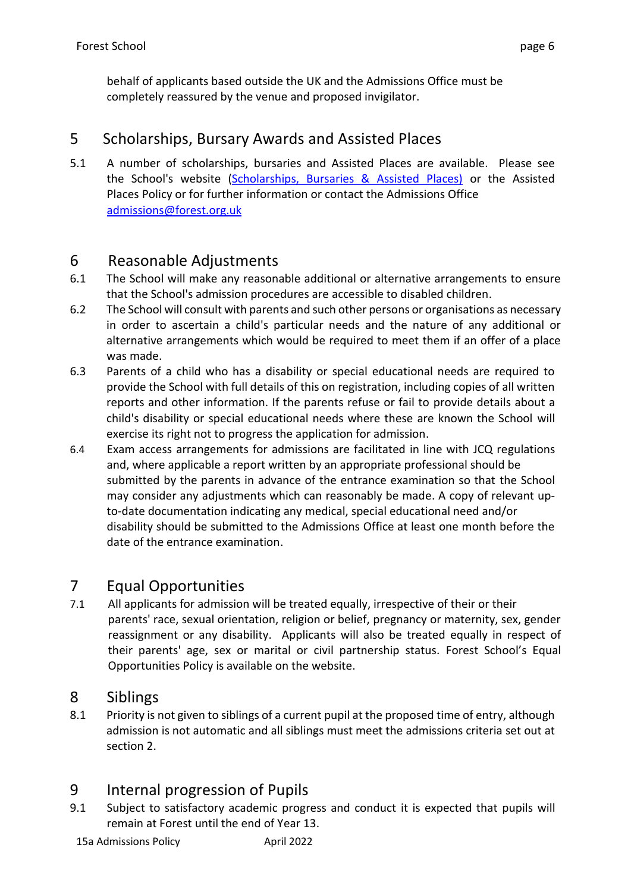behalf of applicants based outside the UK and the Admissions Office must be completely reassured by the venue and proposed invigilator.

## 5 Scholarships, Bursary Awards and Assisted Places

5.1 A number of scholarships, bursaries and Assisted Places are available. Please see the School's website (Scholarships, Bursaries & Assisted Places) or the Assisted Places Policy or for further information or contact the Admissions Office admissions@forest.org.uk

## 6 Reasonable Adjustments

6.1 The School will make any reasonable additional or alternative arrangements to ensure that the School's admission procedures are accessible to disabled children.

6.2 The School will consult with parents and such other persons or organisations as necessary in order to ascertain a child's particular needs and the nature of any additional or alternative arrangements which would be required to meet them if an offer of a place was made.

6.3 Parents of a child who has a disability or special educational needs are required to provide the School with full details of this on registration, including copies of all written reports and other information. If the parents refuse or fail to provide details about a child's disability or special educational needs where these are known the School will exercise its right not to progress the application for admission.

6.4 Exam access arrangements for admissions are facilitated in line with JCQ regulations and, where applicable a report written by an appropriate professional should be submitted by the parents in advance of the entrance examination so that the School may consider any adjustments which can reasonably be made. A copy of relevant up-to-date documentation indicating any medical, special educational need and/or disability should be submitted to the Admissions Office at least one month before the date of the entrance examination.

## 7 Equal Opportunities

7.1 All applicants for admission will be treated equally, irrespective of their or their parents' race, sexual orientation, religion or belief, pregnancy or maternity, sex, gender reassignment or any disability. Applicants will also be treated equally in respect of their parents' age, sex or marital or civil partnership status. Forest School's Equal Opportunities Policy is available on the website.

## 8 Siblings

8.1 Priority is not given to siblings of a current pupil at the proposed time of entry, although admission is not automatic and all siblings must meet the admissions criteria set out at section 2.

## 9 Internal progression of Pupils

9.1 Subject to satisfactory academic progress and conduct it is expected that pupils will remain at Forest until the end of Year 13.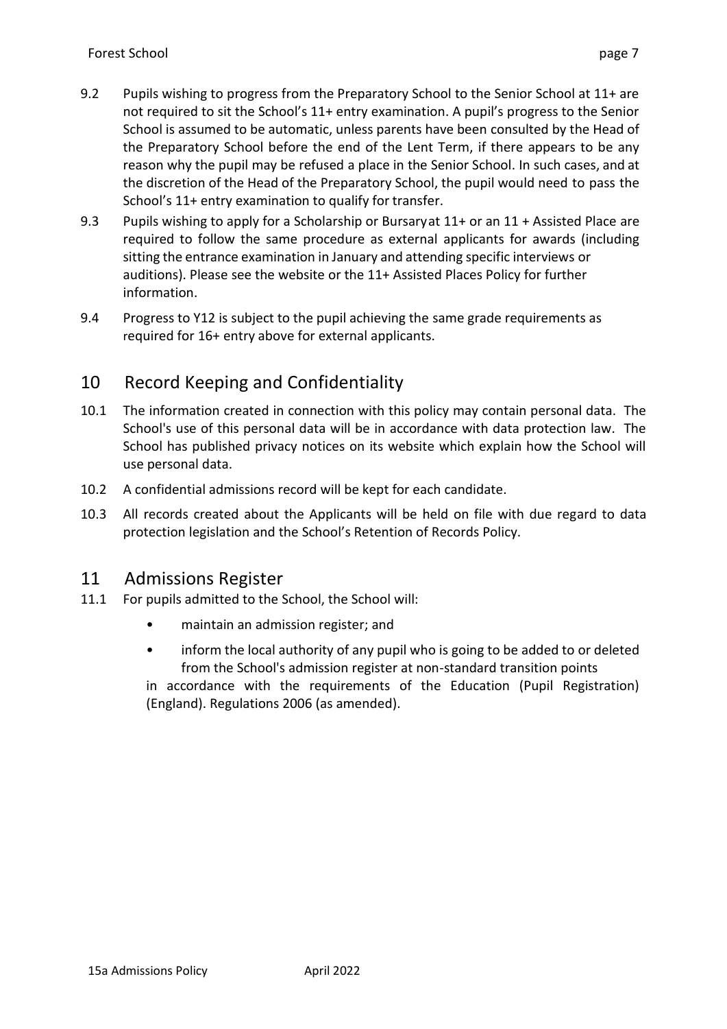9.2 Pupils wishing to progress from the Preparatory School to the Senior School at 11+ are not required to sit the School's 11+ entry examination. A pupil's progress to the Senior School is assumed to be automatic, unless parents have been consulted by the Head of the Preparatory School before the end of the Lent Term, if there appears to be any reason why the pupil may be refused a place in the Senior School. In such cases, and at the discretion of the Head of the Preparatory School, the pupil would need to pass the School's 11+ entry examination to qualify for transfer.

9.3 Pupils wishing to apply for a Scholarship or Bursary at 11+ or an 11 + Assisted Place are required to follow the same procedure as external applicants for awards (including sitting the entrance examination in January and attending specific interviews or auditions). Please see the website or the 11+ Assisted Places Policy for further information.

9.4 Progress to Y12 is subject to the pupil achieving the same grade requirements as required for 16+ entry above for external applicants.

## 10 Record Keeping and Confidentiality

10.1 The information created in connection with this policy may contain personal data. The School's use of this personal data will be in accordance with data protection law. The School has published privacy notices on its website which explain how the School will use personal data.

10.2 A confidential admissions record will be kept for each candidate.

10.3 All records created about the Applicants will be held on file with due regard to data protection legislation and the School's Retention of Records Policy.

## 11 Admissions Register

11.1 For pupils admitted to the School, the School will:

- maintain an admission register; and
- inform the local authority of any pupil who is going to be added to or deleted from the School's admission register at non-standard transition points

in accordance with the requirements of the Education (Pupil Registration) (England). Regulations 2006 (as amended).